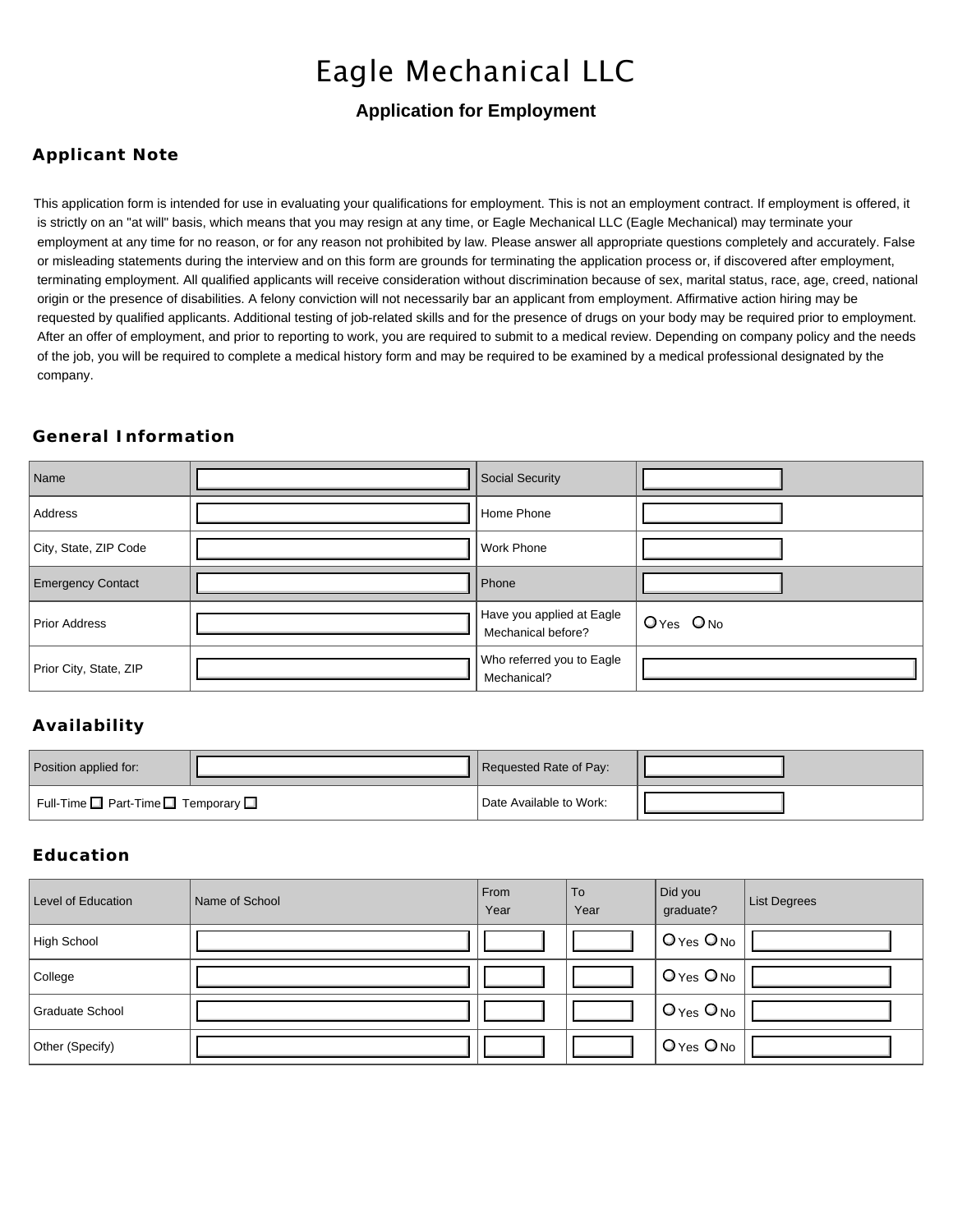# Eagle Mechanical LLC

### Application for Employment

## Applicant Note

This application form is intended for use in evaluating your qualifications for employment. This is not an employment contract. If employment is offered, it is strictly on an "at will" basis, which means that you may resign at any time, or Eagle Mechanical LLC (Eagle Mechanical) may terminate your employment at any time for no reason, or for any reason not prohibited by law. Please answer all appropriate questions completely and accurately. False or misleading statements during the interview and on this form are grounds for terminating the application process or, if discovered after employment, terminating employment. All qualified applicants will receive consideration without discrimination because of sex, marital status, race, age, creed, national origin or the presence of disabilities. A felony conviction will not necessarily bar an applicant from employment. Affirmative action hiring may be requested by qualified applicants. Additional testing of job-related skills and for the presence of drugs on your body may be required prior to employment. After an offer of employment, and prior to reporting to work, you are required to submit to a medical review. Depending on company policy and the needs of the job, you will be required to complete a medical history form and may be required to be examined by a medical professional designated by the company.

## General Information

| | | | |
|---|---|---|---|
| Name | | Social Security | |
| Address | | Home Phone | |
| City, State, ZIP Code | | Work Phone | |
| Emergency Contact | | Phone | |
| Prior Address | | Have you applied at Eagle Mechanical before? | ☐ Yes ☐ No |
| Prior City, State, ZIP | | Who referred you to Eagle Mechanical? | |

## Availability

| | | | |
|---|---|---|---|
| Position applied for: | | Requested Rate of Pay: | |
| Full-Time ☐ Part-Time ☐ Temporary ☐ | | Date Available to Work: | |

## Education

| Level of Education | Name of School | From Year | To Year | Did you graduate? | List Degrees |
|---|---|---|---|---|---|
| High School | | | | ☐ Yes ☐ No | |
| College | | | | ☐ Yes ☐ No | |
| Graduate School | | | | ☐ Yes ☐ No | |
| Other (Specify) | | | | ☐ Yes ☐ No | |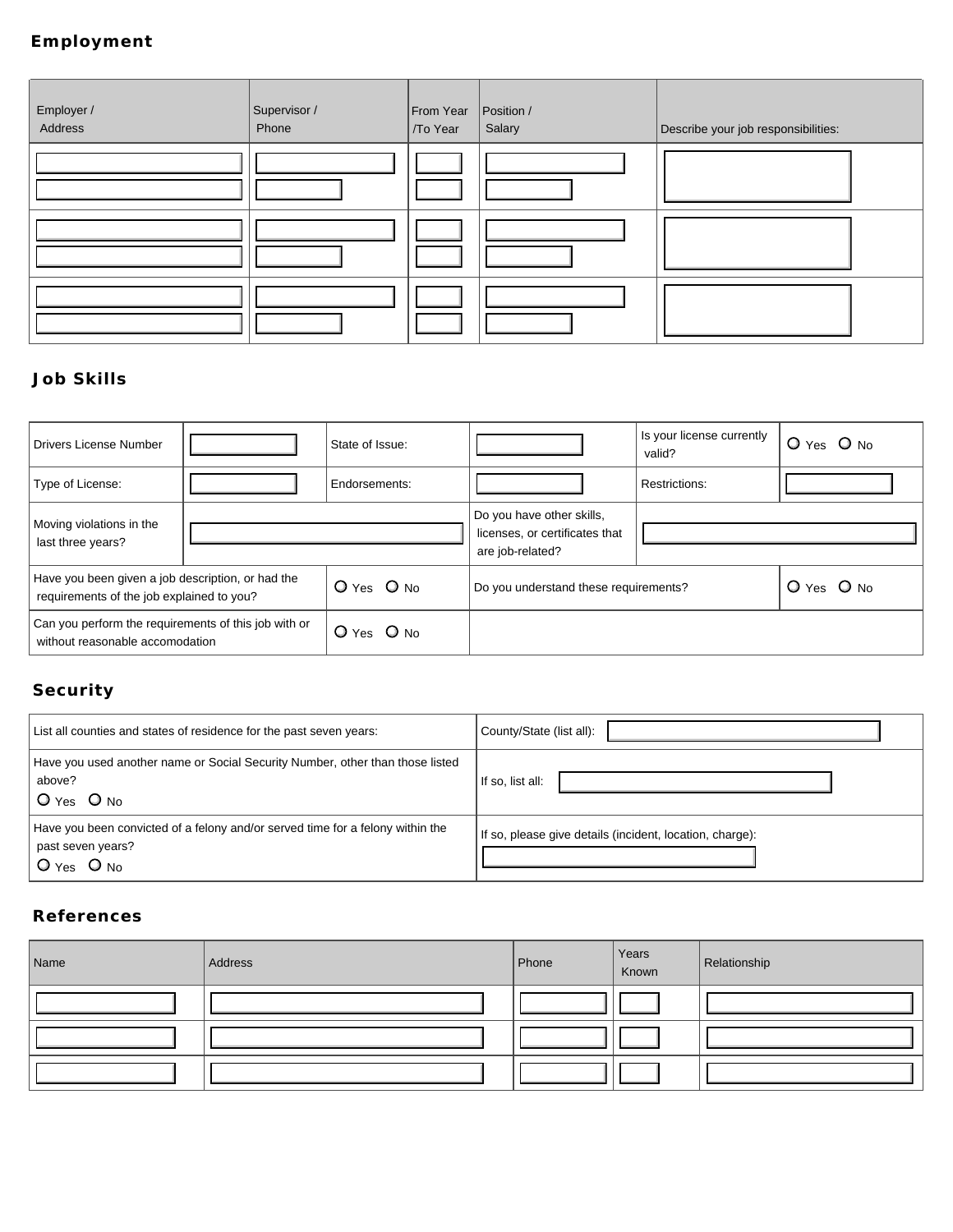## Employment

| Employer / Address | Supervisor / Phone | From Year /To Year | Position / Salary | Describe your job responsibilities: |
|---|---|---|---|---|
| | | | | |
| | | | | |
| | | | | |

## Job Skills

| | | | | | |
|---|---|---|---|---|---|
| Drivers License Number | | State of Issue: | | Is your license currently valid? | O Yes O No |
| Type of License: | | Endorsements: | | Restrictions: | |
| Moving violations in the last three years? | | | Do you have other skills, licenses, or certificates that are job-related? | | |
| Have you been given a job description, or had the requirements of the job explained to you? | | O Yes O No | Do you understand these requirements? | | O Yes O No |
| Can you perform the requirements of this job with or without reasonable accomodation | | O Yes O No | | | |

## Security

| | |
|---|---|
| List all counties and states of residence for the past seven years: | County/State (list all): |
| Have you used another name or Social Security Number, other than those listed above? O Yes O No | If so, list all: |
| Have you been convicted of a felony and/or served time for a felony within the past seven years? O Yes O No | If so, please give details (incident, location, charge): |

## References

| Name | Address | Phone | Years Known | Relationship |
|---|---|---|---|---|
| | | | | |
| | | | | |
| | | | | |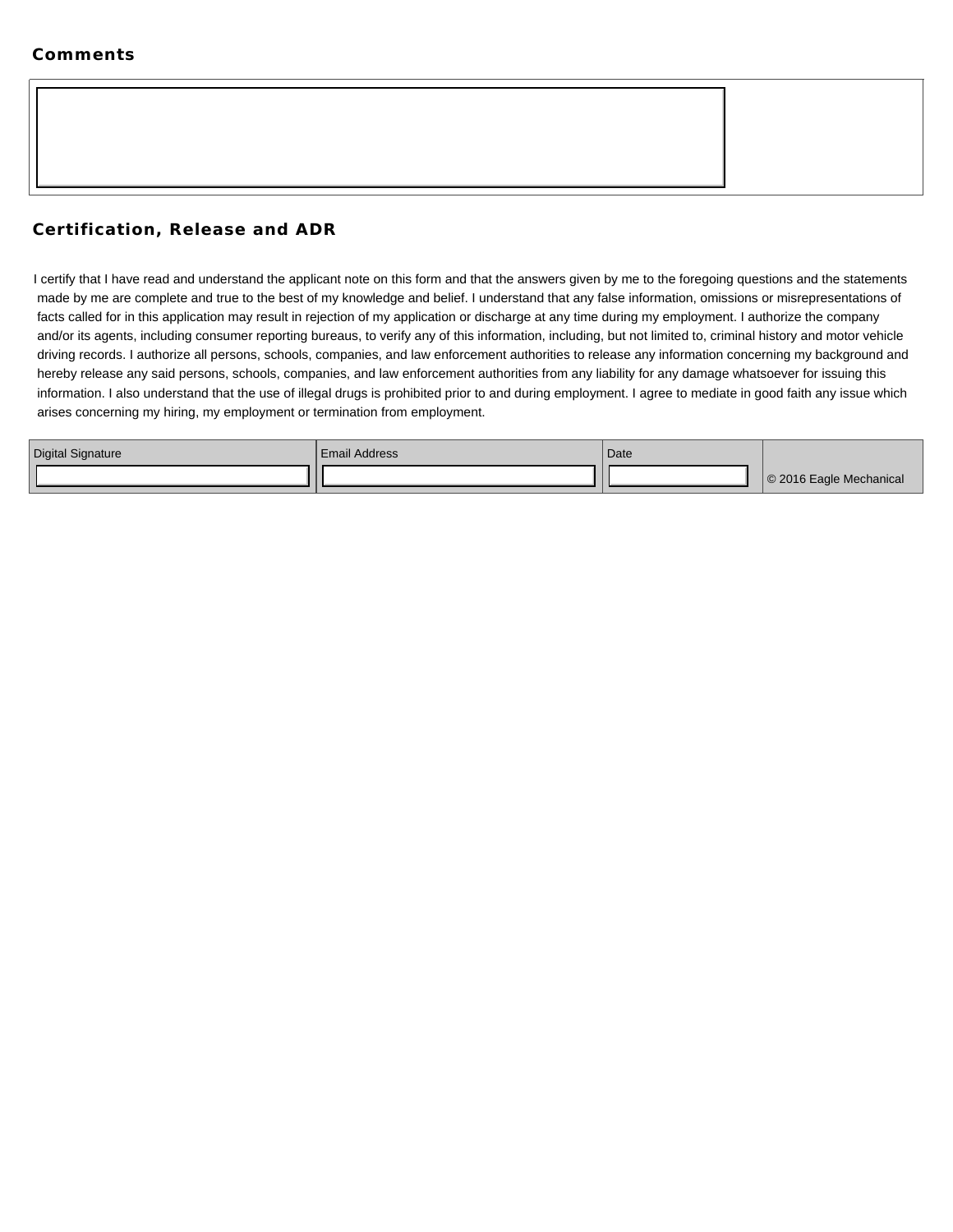## Comments

## Certification, Release and ADR

I certify that I have read and understand the applicant note on this form and that the answers given by me to the foregoing questions and the statements made by me are complete and true to the best of my knowledge and belief. I understand that any false information, omissions or misrepresentations of facts called for in this application may result in rejection of my application or discharge at any time during my employment. I authorize the company and/or its agents, including consumer reporting bureaus, to verify any of this information, including, but not limited to, criminal history and motor vehicle driving records. I authorize all persons, schools, companies, and law enforcement authorities to release any information concerning my background and hereby release any said persons, schools, companies, and law enforcement authorities from any liability for any damage whatsoever for issuing this information. I also understand that the use of illegal drugs is prohibited prior to and during employment. I agree to mediate in good faith any issue which arises concerning my hiring, my employment or termination from employment.

| Digital Signature | Email Address | Date | |
|---|---|---|---|
| | | | © 2016 Eagle Mechanical |